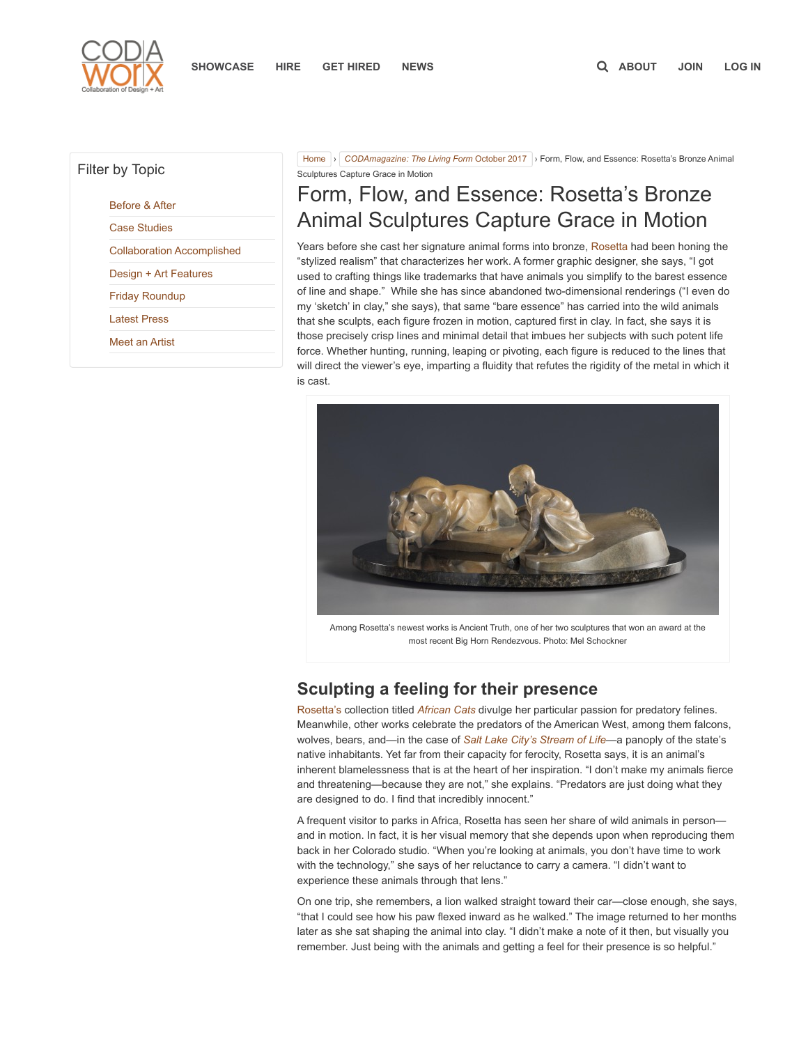Home › *CODAmagazine: The Living Form* October 2017 › Form, Flow, and Essence: Rosetta's Bronze Animal Sculptures Capture Grace in Motion

# Form, Flow, and Essence: Rosetta's Bronze Animal Sculptures Capture Grace in Motion

Years before she cast her signature animal forms into bronze, Rosetta had been honing the "stylized realism" that characterizes her work. A former graphic designer, she says, "I got used to crafting things like trademarks that have animals you simplify to the barest essence of line and shape." While she has since abandoned two-dimensional renderings ("I even do my 'sketch' in clay," she says), that same "bare essence" has carried into the wild animals that she sculpts, each figure frozen in motion, captured first in clay. In fact, she says it is those precisely crisp lines and minimal detail that imbues her subjects with such potent life force. Whether hunting, running, leaping or pivoting, each figure is reduced to the lines that will direct the viewer's eye, imparting a fluidity that refutes the rigidity of the metal in which it is cast.

Among Rosetta's newest works is Ancient Truth, one of her two sculptures that won an award at the most recent Big Horn Rendezvous. Photo: Mel Schockner

## Sculpting a feeling for their presence

Rosetta's collection titled *African Cats* divulge her particular passion for predatory felines. Meanwhile, other works celebrate the predators of the American West, among them falcons, wolves, bears, and—in the case of *Salt Lake City's Stream of Life*—a panoply of the state's native inhabitants. Yet far from their capacity for ferocity, Rosetta says, it is an animal's inherent blamelessness that is at the heart of her inspiration. "I don't make my animals fierce and threatening—because they are not," she explains. "Predators are just doing what they are designed to do. I find that incredibly innocent."

A frequent visitor to parks in Africa, Rosetta has seen her share of wild animals in person—and in motion. In fact, it is her visual memory that she depends upon when reproducing them back in her Colorado studio. "When you're looking at animals, you don't have time to work with the technology," she says of her reluctance to carry a camera. "I didn't want to experience these animals through that lens."

On one trip, she remembers, a lion walked straight toward their car—close enough, she says, "that I could see how his paw flexed inward as he walked." The image returned to her months later as she sat shaping the animal into clay. "I didn't make a note of it then, but visually you remember. Just being with the animals and getting a feel for their presence is so helpful."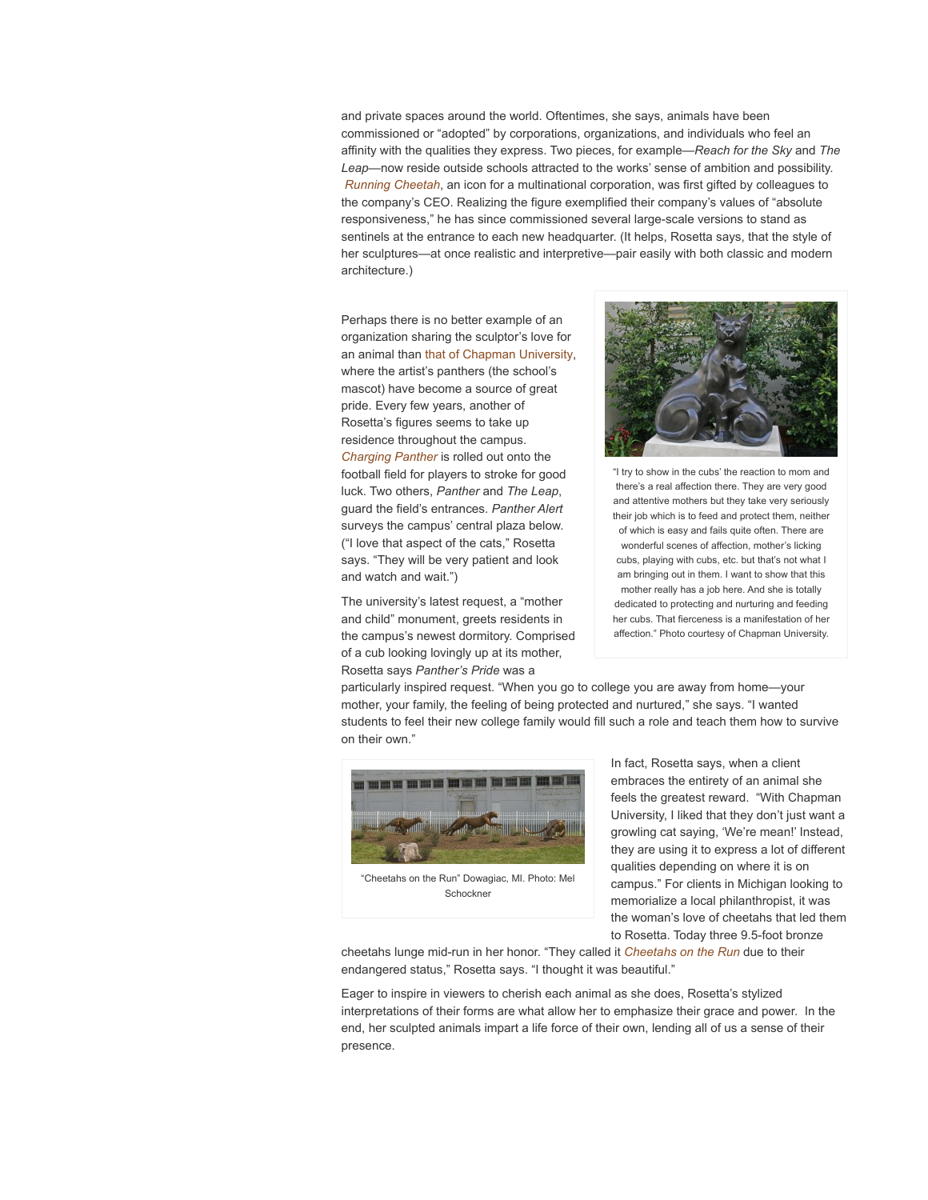and private spaces around the world. Oftentimes, she says, animals have been commissioned or "adopted" by corporations, organizations, and individuals who feel an affinity with the qualities they express. Two pieces, for example—*Reach for the Sky* and *The Leap*—now reside outside schools attracted to the works' sense of ambition and possibility. *Running Cheetah*, an icon for a multinational corporation, was first gifted by colleagues to the company's CEO. Realizing the figure exemplified their company's values of "absolute responsiveness," he has since commissioned several large-scale versions to stand as sentinels at the entrance to each new headquarter. (It helps, Rosetta says, that the style of her sculptures—at once realistic and interpretive—pair easily with both classic and modern architecture.)

Perhaps there is no better example of an organization sharing the sculptor's love for an animal than that of Chapman University, where the artist's panthers (the school's mascot) have become a source of great pride. Every few years, another of Rosetta's figures seems to take up residence throughout the campus. *Charging Panther* is rolled out onto the football field for players to stroke for good luck. Two others, *Panther* and *The Leap*, guard the field's entrances. *Panther Alert* surveys the campus' central plaza below. ("I love that aspect of the cats," Rosetta says. "They will be very patient and look and watch and wait.")

"I try to show in the cubs' the reaction to mom and there's a real affection there. They are very good and attentive mothers but they take very seriously their job which is to feed and protect them, neither of which is easy and fails quite often. There are wonderful scenes of affection, mother's licking cubs, playing with cubs, etc. but that's not what I am bringing out in them. I want to show that this mother really has a job here. And she is totally dedicated to protecting and nurturing and feeding her cubs. That fierceness is a manifestation of her affection." Photo courtesy of Chapman University.

The university's latest request, a "mother and child" monument, greets residents in the campus's newest dormitory. Comprised of a cub looking lovingly up at its mother, Rosetta says *Panther's Pride* was a particularly inspired request. "When you go to college you are away from home—your mother, your family, the feeling of being protected and nurtured," she says. "I wanted students to feel their new college family would fill such a role and teach them how to survive on their own."

"Cheetahs on the Run" Dowagiac, MI. Photo: Mel Schockner

In fact, Rosetta says, when a client embraces the entirety of an animal she feels the greatest reward. "With Chapman University, I liked that they don't just want a growling cat saying, 'We're mean!' Instead, they are using it to express a lot of different qualities depending on where it is on campus." For clients in Michigan looking to memorialize a local philanthropist, it was the woman's love of cheetahs that led them to Rosetta. Today three 9.5-foot bronze cheetahs lunge mid-run in her honor. "They called it *Cheetahs on the Run* due to their endangered status," Rosetta says. "I thought it was beautiful."

Eager to inspire in viewers to cherish each animal as she does, Rosetta's stylized interpretations of their forms are what allow her to emphasize their grace and power. In the end, her sculpted animals impart a life force of their own, lending all of us a sense of their presence.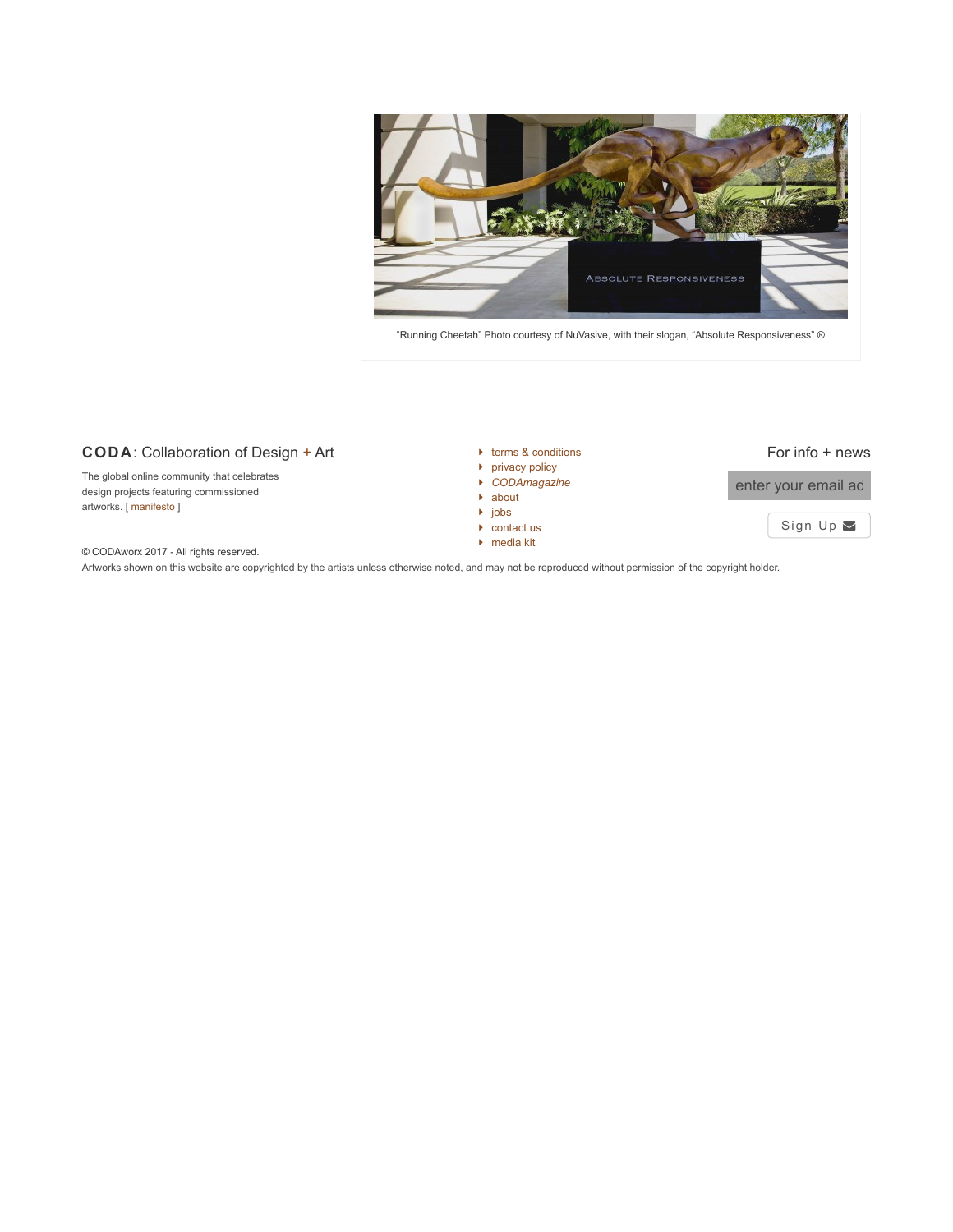“Running Cheetah” Photo courtesy of NuVasive, with their slogan, “Absolute Responsiveness” ®

**CODA**: Collaboration of Design + Art

The global online community that celebrates design projects featuring commissioned artworks. [ manifesto ]

- terms & conditions
- privacy policy
- *CODAmagazine*
- about
- jobs
- contact us
- media kit

For info + news

enter your email ad

Sign Up

© CODAworx 2017 - All rights reserved.
Artworks shown on this website are copyrighted by the artists unless otherwise noted, and may not be reproduced without permission of the copyright holder.